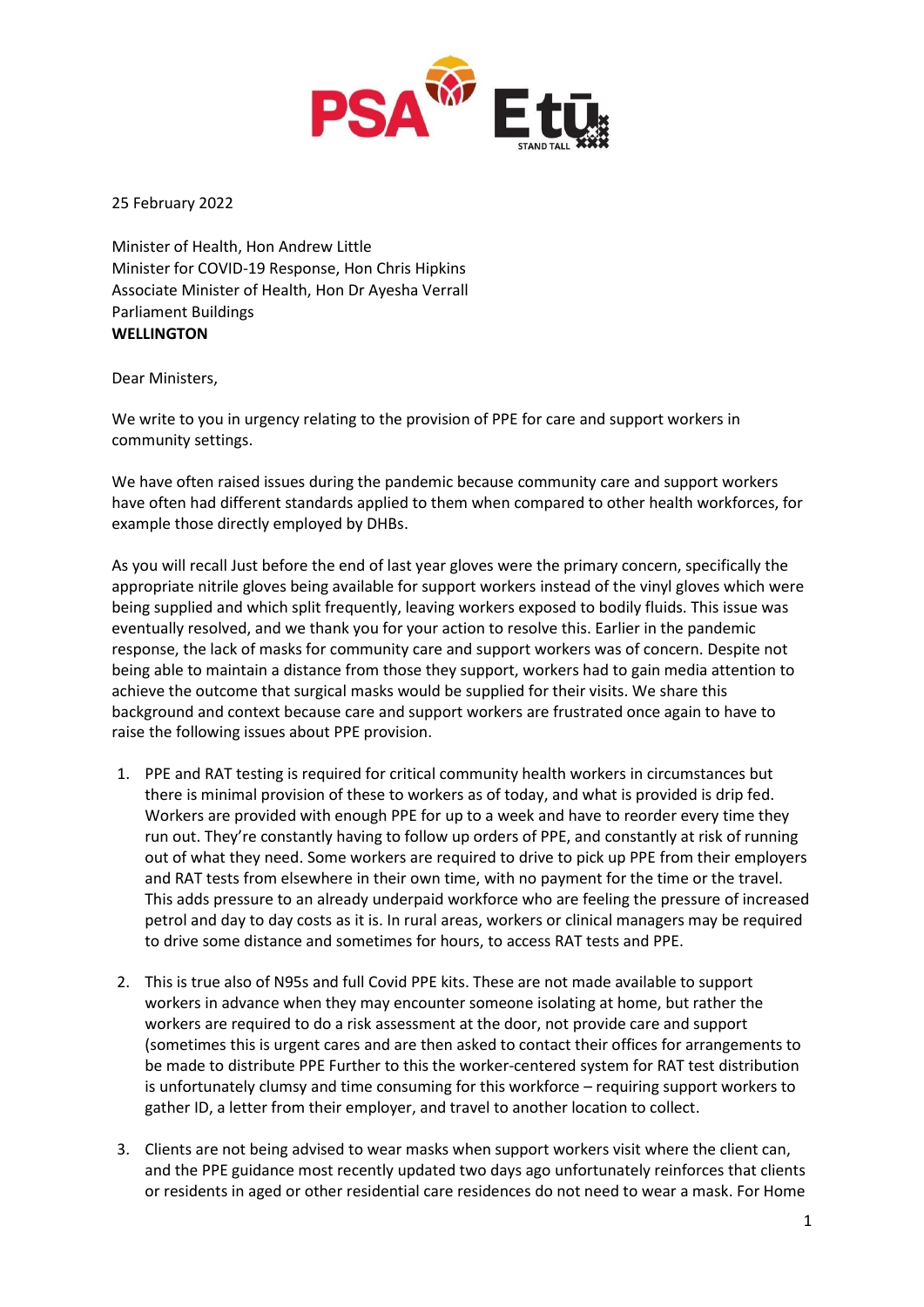PSA Etū STAND TALL

25 February 2022

Minister of Health, Hon Andrew Little
Minister for COVID-19 Response, Hon Chris Hipkins
Associate Minister of Health, Hon Dr Ayesha Verrall
Parliament Buildings
**WELLINGTON**

Dear Ministers,

We write to you in urgency relating to the provision of PPE for care and support workers in community settings.

We have often raised issues during the pandemic because community care and support workers have often had different standards applied to them when compared to other health workforces, for example those directly employed by DHBs.

As you will recall Just before the end of last year gloves were the primary concern, specifically the appropriate nitrile gloves being available for support workers instead of the vinyl gloves which were being supplied and which split frequently, leaving workers exposed to bodily fluids. This issue was eventually resolved, and we thank you for your action to resolve this. Earlier in the pandemic response, the lack of masks for community care and support workers was of concern. Despite not being able to maintain a distance from those they support, workers had to gain media attention to achieve the outcome that surgical masks would be supplied for their visits. We share this background and context because care and support workers are frustrated once again to have to raise the following issues about PPE provision.

1. PPE and RAT testing is required for critical community health workers in circumstances but there is minimal provision of these to workers as of today, and what is provided is drip fed. Workers are provided with enough PPE for up to a week and have to reorder every time they run out. They're constantly having to follow up orders of PPE, and constantly at risk of running out of what they need. Some workers are required to drive to pick up PPE from their employers and RAT tests from elsewhere in their own time, with no payment for the time or the travel. This adds pressure to an already underpaid workforce who are feeling the pressure of increased petrol and day to day costs as it is. In rural areas, workers or clinical managers may be required to drive some distance and sometimes for hours, to access RAT tests and PPE.

2. This is true also of N95s and full Covid PPE kits. These are not made available to support workers in advance when they may encounter someone isolating at home, but rather the workers are required to do a risk assessment at the door, not provide care and support (sometimes this is urgent cares and are then asked to contact their offices for arrangements to be made to distribute PPE Further to this the worker-centered system for RAT test distribution is unfortunately clumsy and time consuming for this workforce – requiring support workers to gather ID, a letter from their employer, and travel to another location to collect.

3. Clients are not being advised to wear masks when support workers visit where the client can, and the PPE guidance most recently updated two days ago unfortunately reinforces that clients or residents in aged or other residential care residences do not need to wear a mask. For Home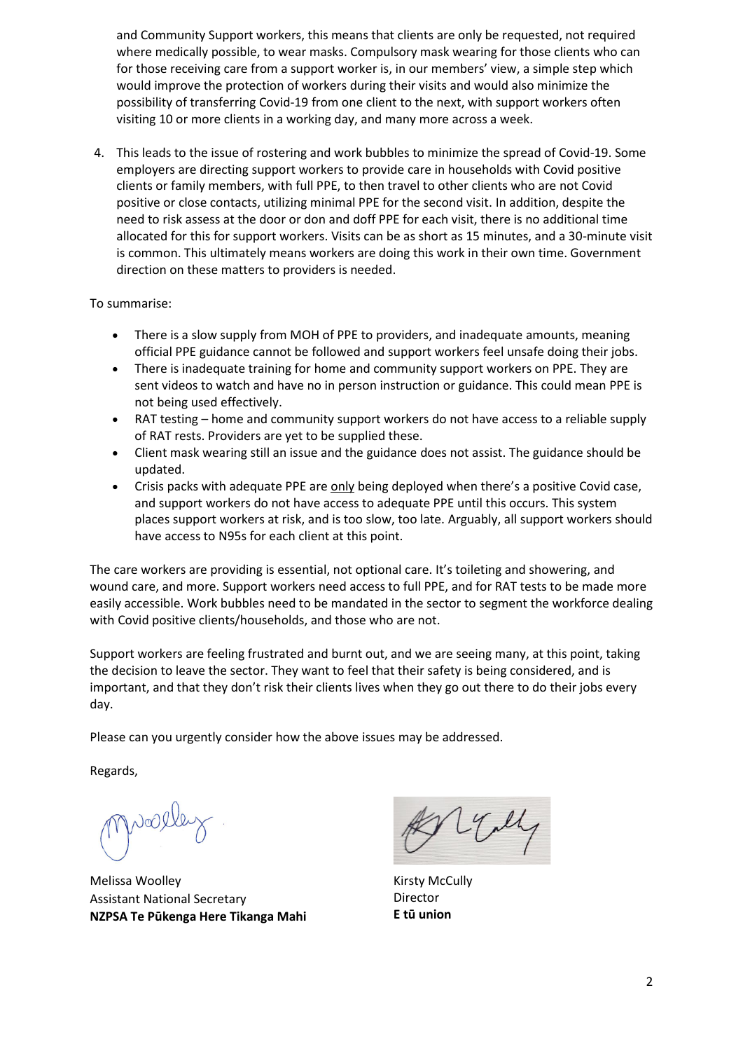and Community Support workers, this means that clients are only be requested, not required where medically possible, to wear masks. Compulsory mask wearing for those clients who can for those receiving care from a support worker is, in our members' view, a simple step which would improve the protection of workers during their visits and would also minimize the possibility of transferring Covid-19 from one client to the next, with support workers often visiting 10 or more clients in a working day, and many more across a week.

4. This leads to the issue of rostering and work bubbles to minimize the spread of Covid-19. Some employers are directing support workers to provide care in households with Covid positive clients or family members, with full PPE, to then travel to other clients who are not Covid positive or close contacts, utilizing minimal PPE for the second visit. In addition, despite the need to risk assess at the door or don and doff PPE for each visit, there is no additional time allocated for this for support workers. Visits can be as short as 15 minutes, and a 30-minute visit is common. This ultimately means workers are doing this work in their own time. Government direction on these matters to providers is needed.

To summarise:

- There is a slow supply from MOH of PPE to providers, and inadequate amounts, meaning official PPE guidance cannot be followed and support workers feel unsafe doing their jobs.
- There is inadequate training for home and community support workers on PPE. They are sent videos to watch and have no in person instruction or guidance. This could mean PPE is not being used effectively.
- RAT testing – home and community support workers do not have access to a reliable supply of RAT rests. Providers are yet to be supplied these.
- Client mask wearing still an issue and the guidance does not assist. The guidance should be updated.
- Crisis packs with adequate PPE are <u>only</u> being deployed when there's a positive Covid case, and support workers do not have access to adequate PPE until this occurs. This system places support workers at risk, and is too slow, too late. Arguably, all support workers should have access to N95s for each client at this point.

The care workers are providing is essential, not optional care. It's toileting and showering, and wound care, and more. Support workers need access to full PPE, and for RAT tests to be made more easily accessible. Work bubbles need to be mandated in the sector to segment the workforce dealing with Covid positive clients/households, and those who are not.

Support workers are feeling frustrated and burnt out, and we are seeing many, at this point, taking the decision to leave the sector. They want to feel that their safety is being considered, and is important, and that they don't risk their clients lives when they go out there to do their jobs every day.

Please can you urgently consider how the above issues may be addressed.

Regards,

Melissa Woolley
Assistant National Secretary
**NZPSA Te Pūkenga Here Tikanga Mahi**

Kirsty McCully
Director
**E tū union**